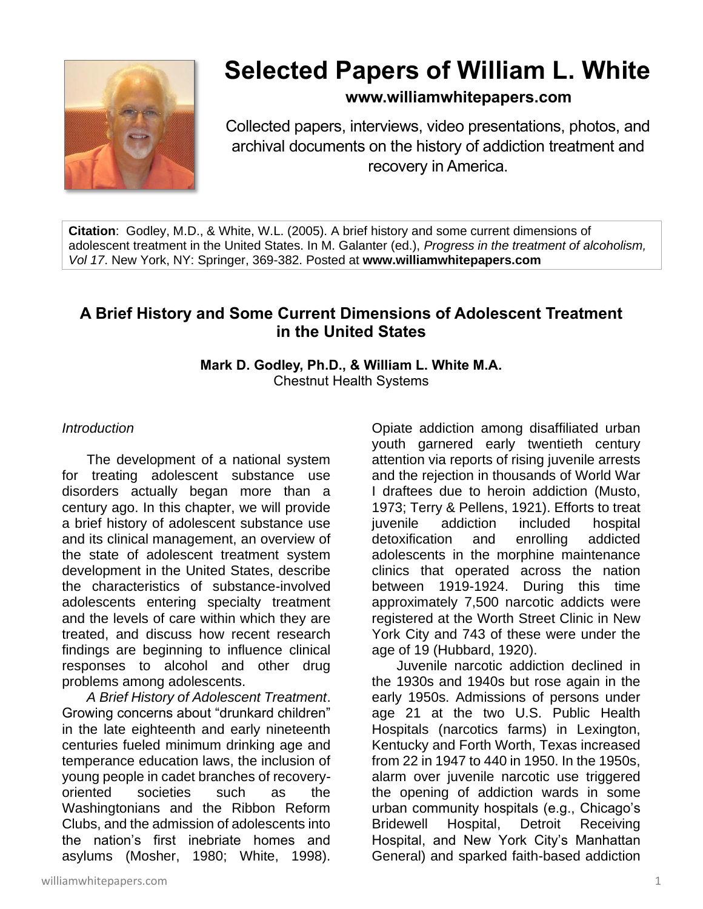# Selected Papers of William L. White

**www.williamwhitepapers.com**

Collected papers, interviews, video presentations, photos, and archival documents on the history of addiction treatment and recovery in America.

**Citation**: Godley, M.D., & White, W.L. (2005). A brief history and some current dimensions of adolescent treatment in the United States. In M. Galanter (ed.), *Progress in the treatment of alcoholism, Vol 17*. New York, NY: Springer, 369-382. Posted at **www.williamwhitepapers.com**

## A Brief History and Some Current Dimensions of Adolescent Treatment in the United States

**Mark D. Godley, Ph.D., & William L. White M.A.**
Chestnut Health Systems

*Introduction*

The development of a national system for treating adolescent substance use disorders actually began more than a century ago. In this chapter, we will provide a brief history of adolescent substance use and its clinical management, an overview of the state of adolescent treatment system development in the United States, describe the characteristics of substance-involved adolescents entering specialty treatment and the levels of care within which they are treated, and discuss how recent research findings are beginning to influence clinical responses to alcohol and other drug problems among adolescents.

*A Brief History of Adolescent Treatment*. Growing concerns about "drunkard children" in the late eighteenth and early nineteenth centuries fueled minimum drinking age and temperance education laws, the inclusion of young people in cadet branches of recovery-oriented societies such as the Washingtonians and the Ribbon Reform Clubs, and the admission of adolescents into the nation's first inebriate homes and asylums (Mosher, 1980; White, 1998). Opiate addiction among disaffiliated urban youth garnered early twentieth century attention via reports of rising juvenile arrests and the rejection in thousands of World War I draftees due to heroin addiction (Musto, 1973; Terry & Pellens, 1921). Efforts to treat juvenile addiction included hospital detoxification and enrolling addicted adolescents in the morphine maintenance clinics that operated across the nation between 1919-1924. During this time approximately 7,500 narcotic addicts were registered at the Worth Street Clinic in New York City and 743 of these were under the age of 19 (Hubbard, 1920).

Juvenile narcotic addiction declined in the 1930s and 1940s but rose again in the early 1950s. Admissions of persons under age 21 at the two U.S. Public Health Hospitals (narcotics farms) in Lexington, Kentucky and Forth Worth, Texas increased from 22 in 1947 to 440 in 1950. In the 1950s, alarm over juvenile narcotic use triggered the opening of addiction wards in some urban community hospitals (e.g., Chicago's Bridewell Hospital, Detroit Receiving Hospital, and New York City's Manhattan General) and sparked faith-based addiction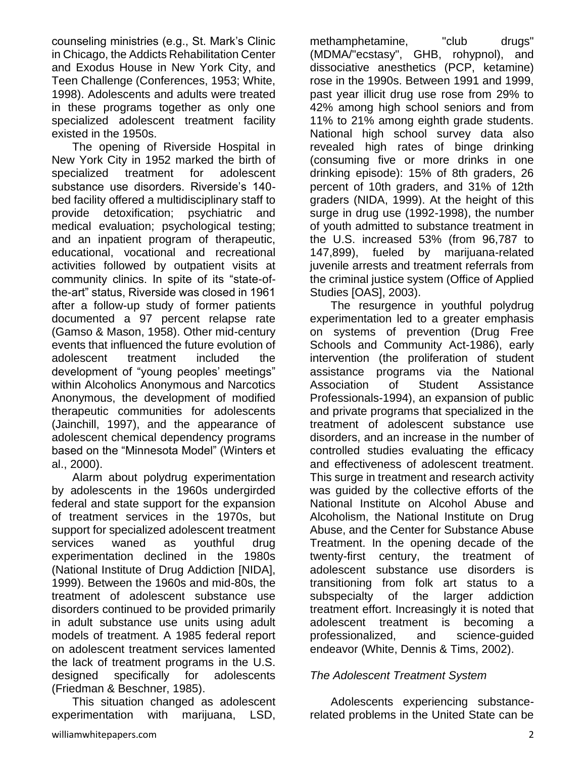counseling ministries (e.g., St. Mark's Clinic in Chicago, the Addicts Rehabilitation Center and Exodus House in New York City, and Teen Challenge (Conferences, 1953; White, 1998). Adolescents and adults were treated in these programs together as only one specialized adolescent treatment facility existed in the 1950s.

The opening of Riverside Hospital in New York City in 1952 marked the birth of specialized treatment for adolescent substance use disorders. Riverside's 140-bed facility offered a multidisciplinary staff to provide detoxification; psychiatric and medical evaluation; psychological testing; and an inpatient program of therapeutic, educational, vocational and recreational activities followed by outpatient visits at community clinics. In spite of its "state-of-the-art" status, Riverside was closed in 1961 after a follow-up study of former patients documented a 97 percent relapse rate (Gamso & Mason, 1958). Other mid-century events that influenced the future evolution of adolescent treatment included the development of "young peoples' meetings" within Alcoholics Anonymous and Narcotics Anonymous, the development of modified therapeutic communities for adolescents (Jainchill, 1997), and the appearance of adolescent chemical dependency programs based on the "Minnesota Model" (Winters et al., 2000).

Alarm about polydrug experimentation by adolescents in the 1960s undergirded federal and state support for the expansion of treatment services in the 1970s, but support for specialized adolescent treatment services waned as youthful drug experimentation declined in the 1980s (National Institute of Drug Addiction [NIDA], 1999). Between the 1960s and mid-80s, the treatment of adolescent substance use disorders continued to be provided primarily in adult substance use units using adult models of treatment. A 1985 federal report on adolescent treatment services lamented the lack of treatment programs in the U.S. designed specifically for adolescents (Friedman & Beschner, 1985).

This situation changed as adolescent experimentation with marijuana, LSD, methamphetamine, "club drugs" (MDMA/"ecstasy", GHB, rohypnol), and dissociative anesthetics (PCP, ketamine) rose in the 1990s. Between 1991 and 1999, past year illicit drug use rose from 29% to 42% among high school seniors and from 11% to 21% among eighth grade students. National high school survey data also revealed high rates of binge drinking (consuming five or more drinks in one drinking episode): 15% of 8th graders, 26 percent of 10th graders, and 31% of 12th graders (NIDA, 1999). At the height of this surge in drug use (1992-1998), the number of youth admitted to substance treatment in the U.S. increased 53% (from 96,787 to 147,899), fueled by marijuana-related juvenile arrests and treatment referrals from the criminal justice system (Office of Applied Studies [OAS], 2003).

The resurgence in youthful polydrug experimentation led to a greater emphasis on systems of prevention (Drug Free Schools and Community Act-1986), early intervention (the proliferation of student assistance programs via the National Association of Student Assistance Professionals-1994), an expansion of public and private programs that specialized in the treatment of adolescent substance use disorders, and an increase in the number of controlled studies evaluating the efficacy and effectiveness of adolescent treatment. This surge in treatment and research activity was guided by the collective efforts of the National Institute on Alcohol Abuse and Alcoholism, the National Institute on Drug Abuse, and the Center for Substance Abuse Treatment. In the opening decade of the twenty-first century, the treatment of adolescent substance use disorders is transitioning from folk art status to a subspecialty of the larger addiction treatment effort. Increasingly it is noted that adolescent treatment is becoming a professionalized, and science-guided endeavor (White, Dennis & Tims, 2002).

### *The Adolescent Treatment System*

Adolescents experiencing substance-related problems in the United State can be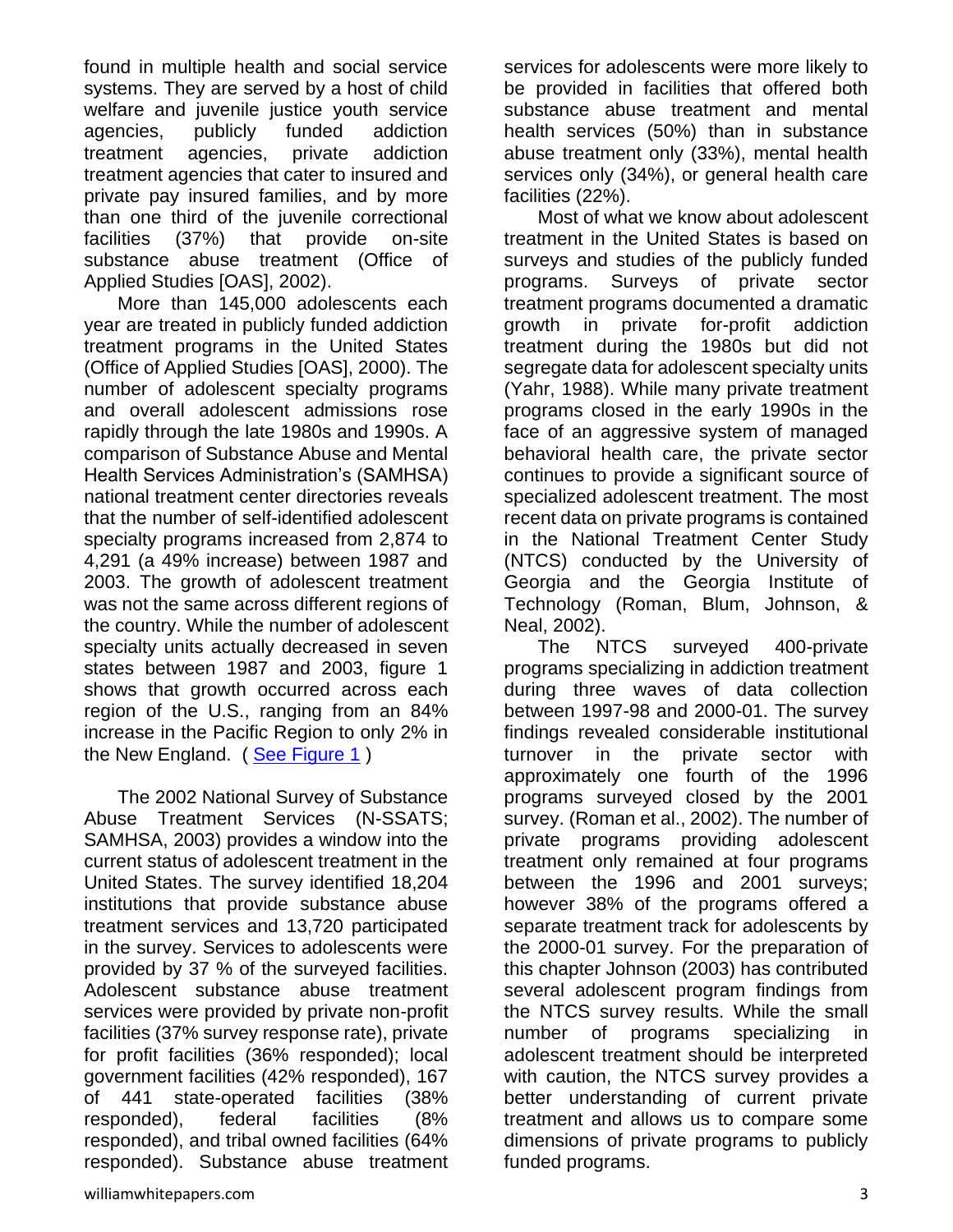found in multiple health and social service systems. They are served by a host of child welfare and juvenile justice youth service agencies, publicly funded addiction treatment agencies, private addiction treatment agencies that cater to insured and private pay insured families, and by more than one third of the juvenile correctional facilities (37%) that provide on-site substance abuse treatment (Office of Applied Studies [OAS], 2002).

More than 145,000 adolescents each year are treated in publicly funded addiction treatment programs in the United States (Office of Applied Studies [OAS], 2000). The number of adolescent specialty programs and overall adolescent admissions rose rapidly through the late 1980s and 1990s. A comparison of Substance Abuse and Mental Health Services Administration's (SAMHSA) national treatment center directories reveals that the number of self-identified adolescent specialty programs increased from 2,874 to 4,291 (a 49% increase) between 1987 and 2003. The growth of adolescent treatment was not the same across different regions of the country. While the number of adolescent specialty units actually decreased in seven states between 1987 and 2003, figure 1 shows that growth occurred across each region of the U.S., ranging from an 84% increase in the Pacific Region to only 2% in the New England. ( See Figure 1 )

The 2002 National Survey of Substance Abuse Treatment Services (N-SSATS; SAMHSA, 2003) provides a window into the current status of adolescent treatment in the United States. The survey identified 18,204 institutions that provide substance abuse treatment services and 13,720 participated in the survey. Services to adolescents were provided by 37 % of the surveyed facilities. Adolescent substance abuse treatment services were provided by private non-profit facilities (37% survey response rate), private for profit facilities (36% responded); local government facilities (42% responded), 167 of 441 state-operated facilities (38% responded), federal facilities (8% responded), and tribal owned facilities (64% responded). Substance abuse treatment services for adolescents were more likely to be provided in facilities that offered both substance abuse treatment and mental health services (50%) than in substance abuse treatment only (33%), mental health services only (34%), or general health care facilities (22%).

Most of what we know about adolescent treatment in the United States is based on surveys and studies of the publicly funded programs. Surveys of private sector treatment programs documented a dramatic growth in private for-profit addiction treatment during the 1980s but did not segregate data for adolescent specialty units (Yahr, 1988). While many private treatment programs closed in the early 1990s in the face of an aggressive system of managed behavioral health care, the private sector continues to provide a significant source of specialized adolescent treatment. The most recent data on private programs is contained in the National Treatment Center Study (NTCS) conducted by the University of Georgia and the Georgia Institute of Technology (Roman, Blum, Johnson, & Neal, 2002).

The NTCS surveyed 400-private programs specializing in addiction treatment during three waves of data collection between 1997-98 and 2000-01. The survey findings revealed considerable institutional turnover in the private sector with approximately one fourth of the 1996 programs surveyed closed by the 2001 survey. (Roman et al., 2002). The number of private programs providing adolescent treatment only remained at four programs between the 1996 and 2001 surveys; however 38% of the programs offered a separate treatment track for adolescents by the 2000-01 survey. For the preparation of this chapter Johnson (2003) has contributed several adolescent program findings from the NTCS survey results. While the small number of programs specializing in adolescent treatment should be interpreted with caution, the NTCS survey provides a better understanding of current private treatment and allows us to compare some dimensions of private programs to publicly funded programs.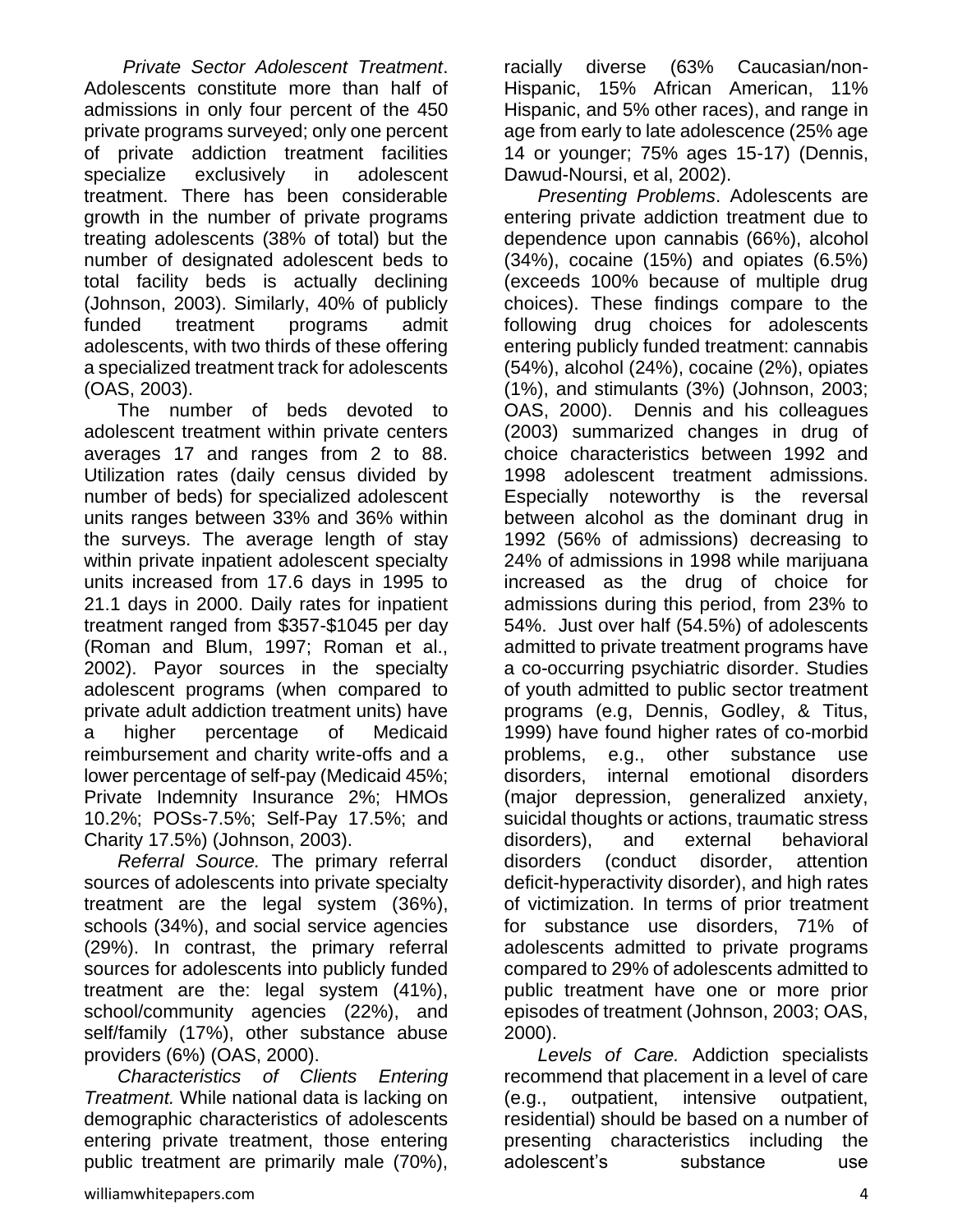*Private Sector Adolescent Treatment*. Adolescents constitute more than half of admissions in only four percent of the 450 private programs surveyed; only one percent of private addiction treatment facilities specialize exclusively in adolescent treatment. There has been considerable growth in the number of private programs treating adolescents (38% of total) but the number of designated adolescent beds to total facility beds is actually declining (Johnson, 2003). Similarly, 40% of publicly funded treatment programs admit adolescents, with two thirds of these offering a specialized treatment track for adolescents (OAS, 2003).

The number of beds devoted to adolescent treatment within private centers averages 17 and ranges from 2 to 88. Utilization rates (daily census divided by number of beds) for specialized adolescent units ranges between 33% and 36% within the surveys. The average length of stay within private inpatient adolescent specialty units increased from 17.6 days in 1995 to 21.1 days in 2000. Daily rates for inpatient treatment ranged from $357-$1045 per day (Roman and Blum, 1997; Roman et al., 2002). Payor sources in the specialty adolescent programs (when compared to private adult addiction treatment units) have a higher percentage of Medicaid reimbursement and charity write-offs and a lower percentage of self-pay (Medicaid 45%; Private Indemnity Insurance 2%; HMOs 10.2%; POSs-7.5%; Self-Pay 17.5%; and Charity 17.5%) (Johnson, 2003).

*Referral Source.* The primary referral sources of adolescents into private specialty treatment are the legal system (36%), schools (34%), and social service agencies (29%). In contrast, the primary referral sources for adolescents into publicly funded treatment are the: legal system (41%), school/community agencies (22%), and self/family (17%), other substance abuse providers (6%) (OAS, 2000).

*Characteristics of Clients Entering Treatment.* While national data is lacking on demographic characteristics of adolescents entering private treatment, those entering public treatment are primarily male (70%), racially diverse (63% Caucasian/non-Hispanic, 15% African American, 11% Hispanic, and 5% other races), and range in age from early to late adolescence (25% age 14 or younger; 75% ages 15-17) (Dennis, Dawud-Noursi, et al, 2002).

*Presenting Problems*. Adolescents are entering private addiction treatment due to dependence upon cannabis (66%), alcohol (34%), cocaine (15%) and opiates (6.5%) (exceeds 100% because of multiple drug choices). These findings compare to the following drug choices for adolescents entering publicly funded treatment: cannabis (54%), alcohol (24%), cocaine (2%), opiates (1%), and stimulants (3%) (Johnson, 2003; OAS, 2000). Dennis and his colleagues (2003) summarized changes in drug of choice characteristics between 1992 and 1998 adolescent treatment admissions. Especially noteworthy is the reversal between alcohol as the dominant drug in 1992 (56% of admissions) decreasing to 24% of admissions in 1998 while marijuana increased as the drug of choice for admissions during this period, from 23% to 54%. Just over half (54.5%) of adolescents admitted to private treatment programs have a co-occurring psychiatric disorder. Studies of youth admitted to public sector treatment programs (e.g, Dennis, Godley, & Titus, 1999) have found higher rates of co-morbid problems, e.g., other substance use disorders, internal emotional disorders (major depression, generalized anxiety, suicidal thoughts or actions, traumatic stress disorders), and external behavioral disorders (conduct disorder, attention deficit-hyperactivity disorder), and high rates of victimization. In terms of prior treatment for substance use disorders, 71% of adolescents admitted to private programs compared to 29% of adolescents admitted to public treatment have one or more prior episodes of treatment (Johnson, 2003; OAS, 2000).

*Levels of Care.* Addiction specialists recommend that placement in a level of care (e.g., outpatient, intensive outpatient, residential) should be based on a number of presenting characteristics including the adolescent's substance use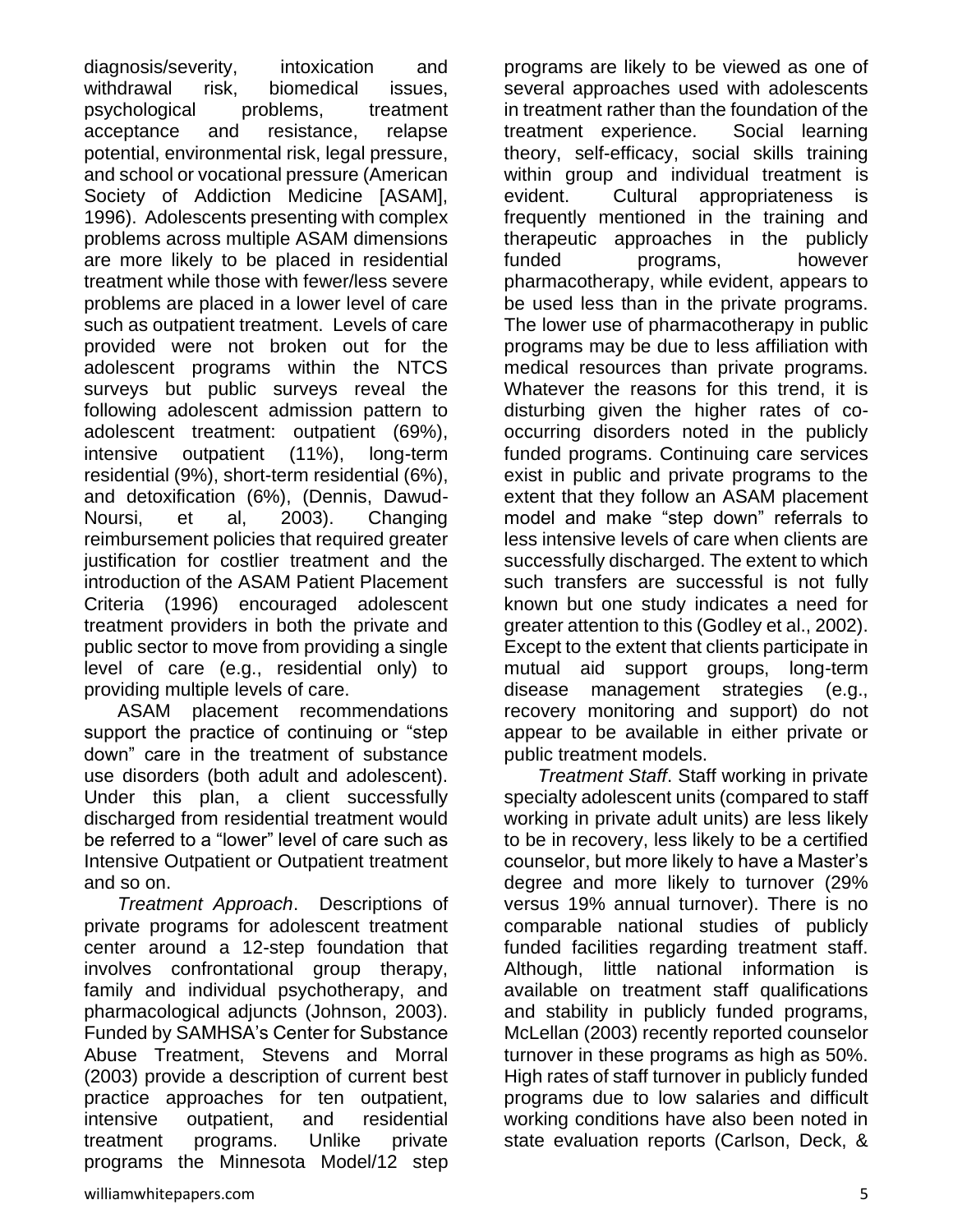diagnosis/severity, intoxication and withdrawal risk, biomedical issues, psychological problems, treatment acceptance and resistance, relapse potential, environmental risk, legal pressure, and school or vocational pressure (American Society of Addiction Medicine [ASAM], 1996). Adolescents presenting with complex problems across multiple ASAM dimensions are more likely to be placed in residential treatment while those with fewer/less severe problems are placed in a lower level of care such as outpatient treatment. Levels of care provided were not broken out for the adolescent programs within the NTCS surveys but public surveys reveal the following adolescent admission pattern to adolescent treatment: outpatient (69%), intensive outpatient (11%), long-term residential (9%), short-term residential (6%), and detoxification (6%), (Dennis, Dawud-Noursi, et al, 2003). Changing reimbursement policies that required greater justification for costlier treatment and the introduction of the ASAM Patient Placement Criteria (1996) encouraged adolescent treatment providers in both the private and public sector to move from providing a single level of care (e.g., residential only) to providing multiple levels of care.

ASAM placement recommendations support the practice of continuing or "step down" care in the treatment of substance use disorders (both adult and adolescent). Under this plan, a client successfully discharged from residential treatment would be referred to a "lower" level of care such as Intensive Outpatient or Outpatient treatment and so on.

*Treatment Approach*. Descriptions of private programs for adolescent treatment center around a 12-step foundation that involves confrontational group therapy, family and individual psychotherapy, and pharmacological adjuncts (Johnson, 2003). Funded by SAMHSA's Center for Substance Abuse Treatment, Stevens and Morral (2003) provide a description of current best practice approaches for ten outpatient, intensive outpatient, and residential treatment programs. Unlike private programs the Minnesota Model/12 step programs are likely to be viewed as one of several approaches used with adolescents in treatment rather than the foundation of the treatment experience. Social learning theory, self-efficacy, social skills training within group and individual treatment is evident. Cultural appropriateness is frequently mentioned in the training and therapeutic approaches in the publicly funded programs, however pharmacotherapy, while evident, appears to be used less than in the private programs. The lower use of pharmacotherapy in public programs may be due to less affiliation with medical resources than private programs. Whatever the reasons for this trend, it is disturbing given the higher rates of co-occurring disorders noted in the publicly funded programs. Continuing care services exist in public and private programs to the extent that they follow an ASAM placement model and make "step down" referrals to less intensive levels of care when clients are successfully discharged. The extent to which such transfers are successful is not fully known but one study indicates a need for greater attention to this (Godley et al., 2002). Except to the extent that clients participate in mutual aid support groups, long-term disease management strategies (e.g., recovery monitoring and support) do not appear to be available in either private or public treatment models.

*Treatment Staff*. Staff working in private specialty adolescent units (compared to staff working in private adult units) are less likely to be in recovery, less likely to be a certified counselor, but more likely to have a Master's degree and more likely to turnover (29% versus 19% annual turnover). There is no comparable national studies of publicly funded facilities regarding treatment staff. Although, little national information is available on treatment staff qualifications and stability in publicly funded programs, McLellan (2003) recently reported counselor turnover in these programs as high as 50%. High rates of staff turnover in publicly funded programs due to low salaries and difficult working conditions have also been noted in state evaluation reports (Carlson, Deck, &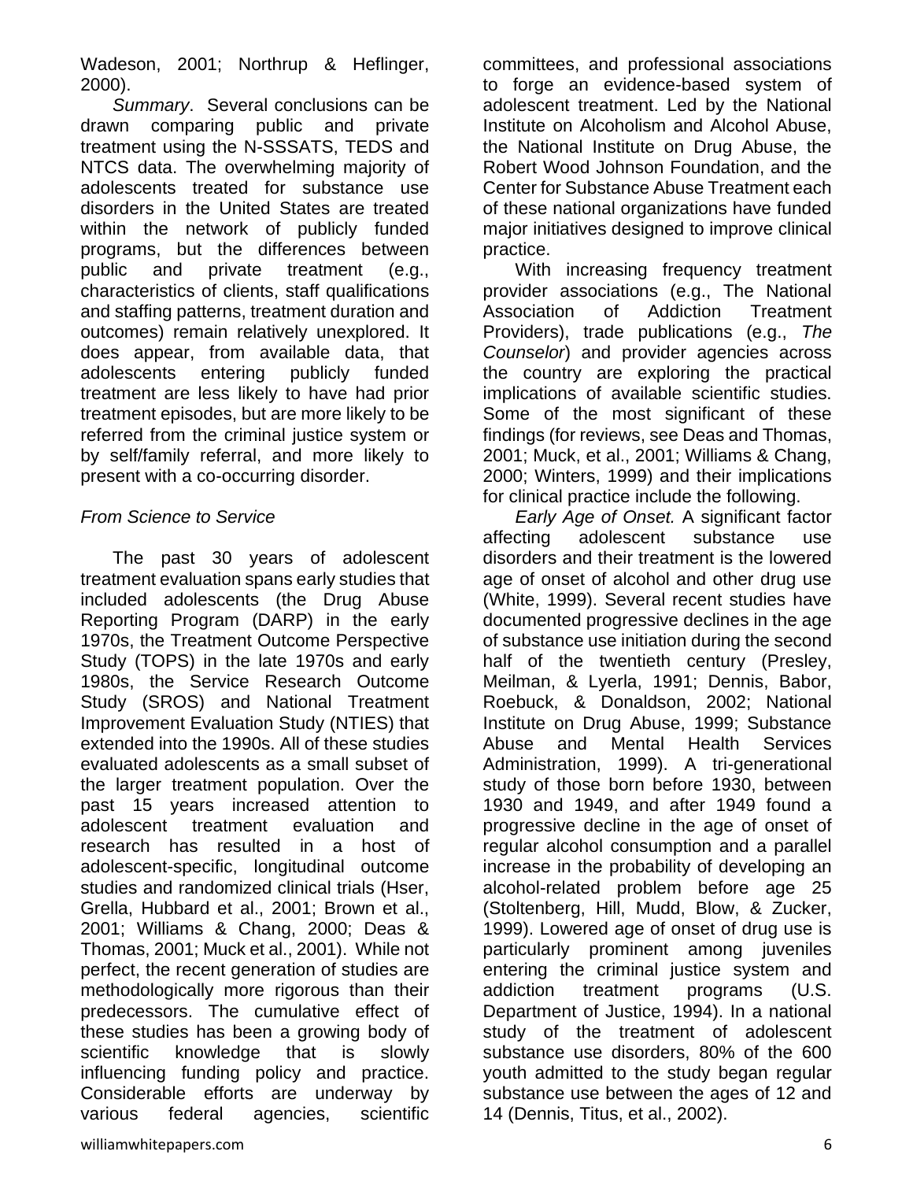Wadeson, 2001; Northrup & Heflinger, 2000).

*Summary*. Several conclusions can be drawn comparing public and private treatment using the N-SSSATS, TEDS and NTCS data. The overwhelming majority of adolescents treated for substance use disorders in the United States are treated within the network of publicly funded programs, but the differences between public and private treatment (e.g., characteristics of clients, staff qualifications and staffing patterns, treatment duration and outcomes) remain relatively unexplored. It does appear, from available data, that adolescents entering publicly funded treatment are less likely to have had prior treatment episodes, but are more likely to be referred from the criminal justice system or by self/family referral, and more likely to present with a co-occurring disorder.

### *From Science to Service*

The past 30 years of adolescent treatment evaluation spans early studies that included adolescents (the Drug Abuse Reporting Program (DARP) in the early 1970s, the Treatment Outcome Perspective Study (TOPS) in the late 1970s and early 1980s, the Service Research Outcome Study (SROS) and National Treatment Improvement Evaluation Study (NTIES) that extended into the 1990s. All of these studies evaluated adolescents as a small subset of the larger treatment population. Over the past 15 years increased attention to adolescent treatment evaluation and research has resulted in a host of adolescent-specific, longitudinal outcome studies and randomized clinical trials (Hser, Grella, Hubbard et al., 2001; Brown et al., 2001; Williams & Chang, 2000; Deas & Thomas, 2001; Muck et al., 2001). While not perfect, the recent generation of studies are methodologically more rigorous than their predecessors. The cumulative effect of these studies has been a growing body of scientific knowledge that is slowly influencing funding policy and practice. Considerable efforts are underway by various federal agencies, scientific committees, and professional associations to forge an evidence-based system of adolescent treatment. Led by the National Institute on Alcoholism and Alcohol Abuse, the National Institute on Drug Abuse, the Robert Wood Johnson Foundation, and the Center for Substance Abuse Treatment each of these national organizations have funded major initiatives designed to improve clinical practice.

With increasing frequency treatment provider associations (e.g., The National Association of Addiction Treatment Providers), trade publications (e.g., *The Counselor*) and provider agencies across the country are exploring the practical implications of available scientific studies. Some of the most significant of these findings (for reviews, see Deas and Thomas, 2001; Muck, et al., 2001; Williams & Chang, 2000; Winters, 1999) and their implications for clinical practice include the following.

*Early Age of Onset.* A significant factor affecting adolescent substance use disorders and their treatment is the lowered age of onset of alcohol and other drug use (White, 1999). Several recent studies have documented progressive declines in the age of substance use initiation during the second half of the twentieth century (Presley, Meilman, & Lyerla, 1991; Dennis, Babor, Roebuck, & Donaldson, 2002; National Institute on Drug Abuse, 1999; Substance Abuse and Mental Health Services Administration, 1999). A tri-generational study of those born before 1930, between 1930 and 1949, and after 1949 found a progressive decline in the age of onset of regular alcohol consumption and a parallel increase in the probability of developing an alcohol-related problem before age 25 (Stoltenberg, Hill, Mudd, Blow, & Zucker, 1999). Lowered age of onset of drug use is particularly prominent among juveniles entering the criminal justice system and addiction treatment programs (U.S. Department of Justice, 1994). In a national study of the treatment of adolescent substance use disorders, 80% of the 600 youth admitted to the study began regular substance use between the ages of 12 and 14 (Dennis, Titus, et al., 2002).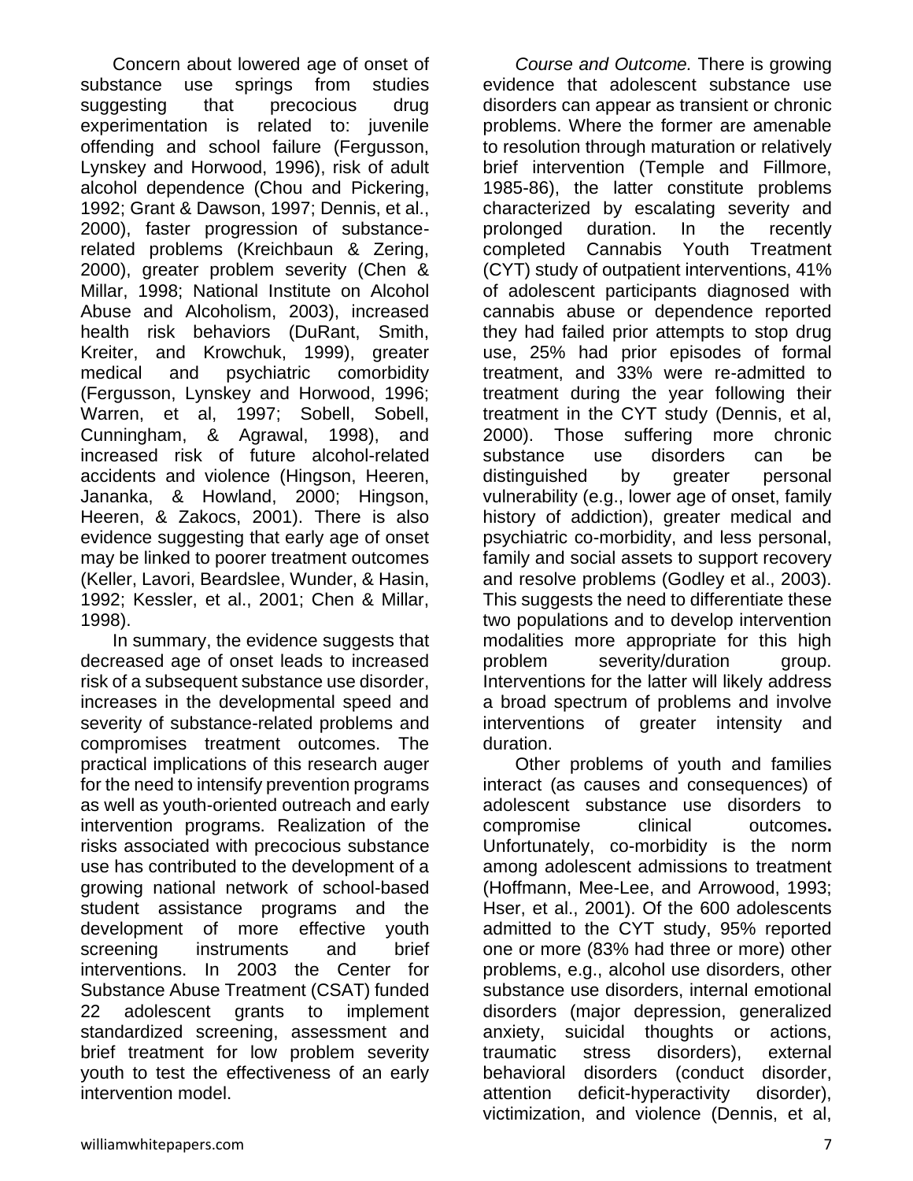Concern about lowered age of onset of substance use springs from studies suggesting that precocious drug experimentation is related to: juvenile offending and school failure (Fergusson, Lynskey and Horwood, 1996), risk of adult alcohol dependence (Chou and Pickering, 1992; Grant & Dawson, 1997; Dennis, et al., 2000), faster progression of substance-related problems (Kreichbaun & Zering, 2000), greater problem severity (Chen & Millar, 1998; National Institute on Alcohol Abuse and Alcoholism, 2003), increased health risk behaviors (DuRant, Smith, Kreiter, and Krowchuk, 1999), greater medical and psychiatric comorbidity (Fergusson, Lynskey and Horwood, 1996; Warren, et al, 1997; Sobell, Sobell, Cunningham, & Agrawal, 1998), and increased risk of future alcohol-related accidents and violence (Hingson, Heeren, Jananka, & Howland, 2000; Hingson, Heeren, & Zakocs, 2001). There is also evidence suggesting that early age of onset may be linked to poorer treatment outcomes (Keller, Lavori, Beardslee, Wunder, & Hasin, 1992; Kessler, et al., 2001; Chen & Millar, 1998).

In summary, the evidence suggests that decreased age of onset leads to increased risk of a subsequent substance use disorder, increases in the developmental speed and severity of substance-related problems and compromises treatment outcomes. The practical implications of this research auger for the need to intensify prevention programs as well as youth-oriented outreach and early intervention programs. Realization of the risks associated with precocious substance use has contributed to the development of a growing national network of school-based student assistance programs and the development of more effective youth screening instruments and brief interventions. In 2003 the Center for Substance Abuse Treatment (CSAT) funded 22 adolescent grants to implement standardized screening, assessment and brief treatment for low problem severity youth to test the effectiveness of an early intervention model.

*Course and Outcome.* There is growing evidence that adolescent substance use disorders can appear as transient or chronic problems. Where the former are amenable to resolution through maturation or relatively brief intervention (Temple and Fillmore, 1985-86), the latter constitute problems characterized by escalating severity and prolonged duration. In the recently completed Cannabis Youth Treatment (CYT) study of outpatient interventions, 41% of adolescent participants diagnosed with cannabis abuse or dependence reported they had failed prior attempts to stop drug use, 25% had prior episodes of formal treatment, and 33% were re-admitted to treatment during the year following their treatment in the CYT study (Dennis, et al, 2000). Those suffering more chronic substance use disorders can be distinguished by greater personal vulnerability (e.g., lower age of onset, family history of addiction), greater medical and psychiatric co-morbidity, and less personal, family and social assets to support recovery and resolve problems (Godley et al., 2003). This suggests the need to differentiate these two populations and to develop intervention modalities more appropriate for this high problem severity/duration group. Interventions for the latter will likely address a broad spectrum of problems and involve interventions of greater intensity and duration.

Other problems of youth and families interact (as causes and consequences) of adolescent substance use disorders to compromise clinical outcomes**.** Unfortunately, co-morbidity is the norm among adolescent admissions to treatment (Hoffmann, Mee-Lee, and Arrowood, 1993; Hser, et al., 2001). Of the 600 adolescents admitted to the CYT study, 95% reported one or more (83% had three or more) other problems, e.g., alcohol use disorders, other substance use disorders, internal emotional disorders (major depression, generalized anxiety, suicidal thoughts or actions, traumatic stress disorders), external behavioral disorders (conduct disorder, attention deficit-hyperactivity disorder), victimization, and violence (Dennis, et al,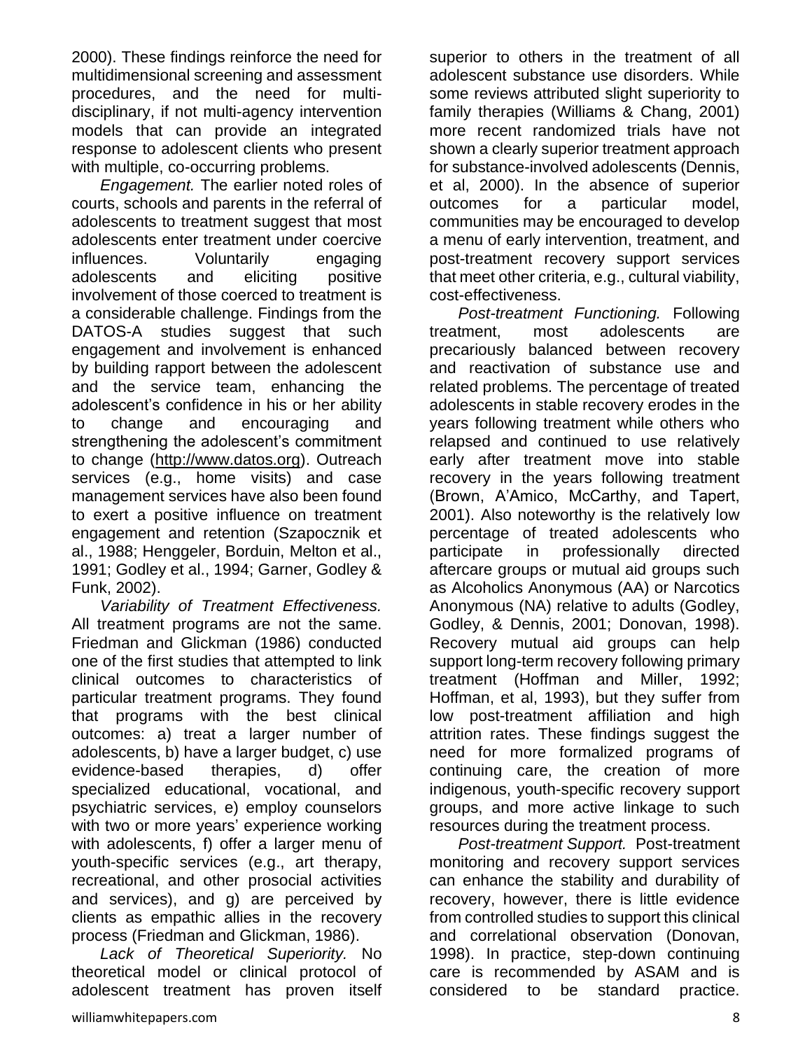2000). These findings reinforce the need for multidimensional screening and assessment procedures, and the need for multi-disciplinary, if not multi-agency intervention models that can provide an integrated response to adolescent clients who present with multiple, co-occurring problems.

*Engagement.* The earlier noted roles of courts, schools and parents in the referral of adolescents to treatment suggest that most adolescents enter treatment under coercive influences. Voluntarily engaging adolescents and eliciting positive involvement of those coerced to treatment is a considerable challenge. Findings from the DATOS-A studies suggest that such engagement and involvement is enhanced by building rapport between the adolescent and the service team, enhancing the adolescent's confidence in his or her ability to change and encouraging and strengthening the adolescent's commitment to change (http://www.datos.org). Outreach services (e.g., home visits) and case management services have also been found to exert a positive influence on treatment engagement and retention (Szapocznik et al., 1988; Henggeler, Borduin, Melton et al., 1991; Godley et al., 1994; Garner, Godley & Funk, 2002).

*Variability of Treatment Effectiveness.* All treatment programs are not the same. Friedman and Glickman (1986) conducted one of the first studies that attempted to link clinical outcomes to characteristics of particular treatment programs. They found that programs with the best clinical outcomes: a) treat a larger number of adolescents, b) have a larger budget, c) use evidence-based therapies, d) offer specialized educational, vocational, and psychiatric services, e) employ counselors with two or more years' experience working with adolescents, f) offer a larger menu of youth-specific services (e.g., art therapy, recreational, and other prosocial activities and services), and g) are perceived by clients as empathic allies in the recovery process (Friedman and Glickman, 1986).

*Lack of Theoretical Superiority.* No theoretical model or clinical protocol of adolescent treatment has proven itself superior to others in the treatment of all adolescent substance use disorders. While some reviews attributed slight superiority to family therapies (Williams & Chang, 2001) more recent randomized trials have not shown a clearly superior treatment approach for substance-involved adolescents (Dennis, et al, 2000). In the absence of superior outcomes for a particular model, communities may be encouraged to develop a menu of early intervention, treatment, and post-treatment recovery support services that meet other criteria, e.g., cultural viability, cost-effectiveness.

*Post-treatment Functioning.* Following treatment, most adolescents are precariously balanced between recovery and reactivation of substance use and related problems. The percentage of treated adolescents in stable recovery erodes in the years following treatment while others who relapsed and continued to use relatively early after treatment move into stable recovery in the years following treatment (Brown, A'Amico, McCarthy, and Tapert, 2001). Also noteworthy is the relatively low percentage of treated adolescents who participate in professionally directed aftercare groups or mutual aid groups such as Alcoholics Anonymous (AA) or Narcotics Anonymous (NA) relative to adults (Godley, Godley, & Dennis, 2001; Donovan, 1998). Recovery mutual aid groups can help support long-term recovery following primary treatment (Hoffman and Miller, 1992; Hoffman, et al, 1993), but they suffer from low post-treatment affiliation and high attrition rates. These findings suggest the need for more formalized programs of continuing care, the creation of more indigenous, youth-specific recovery support groups, and more active linkage to such resources during the treatment process.

*Post-treatment Support.* Post-treatment monitoring and recovery support services can enhance the stability and durability of recovery, however, there is little evidence from controlled studies to support this clinical and correlational observation (Donovan, 1998). In practice, step-down continuing care is recommended by ASAM and is considered to be standard practice.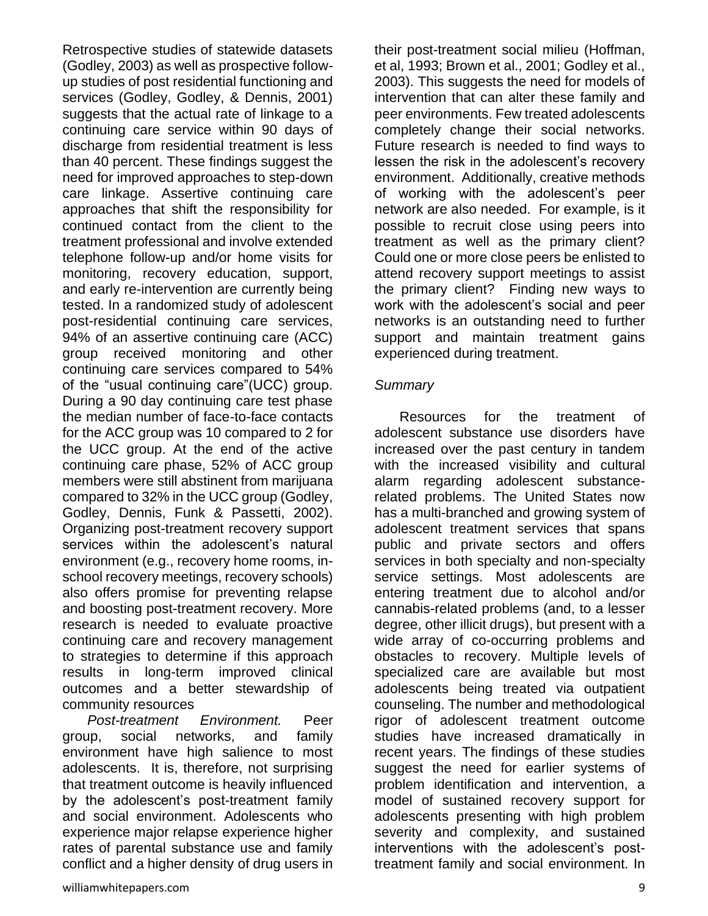Retrospective studies of statewide datasets (Godley, 2003) as well as prospective follow-up studies of post residential functioning and services (Godley, Godley, & Dennis, 2001) suggests that the actual rate of linkage to a continuing care service within 90 days of discharge from residential treatment is less than 40 percent. These findings suggest the need for improved approaches to step-down care linkage. Assertive continuing care approaches that shift the responsibility for continued contact from the client to the treatment professional and involve extended telephone follow-up and/or home visits for monitoring, recovery education, support, and early re-intervention are currently being tested. In a randomized study of adolescent post-residential continuing care services, 94% of an assertive continuing care (ACC) group received monitoring and other continuing care services compared to 54% of the "usual continuing care"(UCC) group. During a 90 day continuing care test phase the median number of face-to-face contacts for the ACC group was 10 compared to 2 for the UCC group. At the end of the active continuing care phase, 52% of ACC group members were still abstinent from marijuana compared to 32% in the UCC group (Godley, Godley, Dennis, Funk & Passetti, 2002). Organizing post-treatment recovery support services within the adolescent's natural environment (e.g., recovery home rooms, in-school recovery meetings, recovery schools) also offers promise for preventing relapse and boosting post-treatment recovery. More research is needed to evaluate proactive continuing care and recovery management to strategies to determine if this approach results in long-term improved clinical outcomes and a better stewardship of community resources

*Post-treatment Environment.* Peer group, social networks, and family environment have high salience to most adolescents. It is, therefore, not surprising that treatment outcome is heavily influenced by the adolescent's post-treatment family and social environment. Adolescents who experience major relapse experience higher rates of parental substance use and family conflict and a higher density of drug users in their post-treatment social milieu (Hoffman, et al, 1993; Brown et al., 2001; Godley et al., 2003). This suggests the need for models of intervention that can alter these family and peer environments. Few treated adolescents completely change their social networks. Future research is needed to find ways to lessen the risk in the adolescent's recovery environment. Additionally, creative methods of working with the adolescent's peer network are also needed. For example, is it possible to recruit close using peers into treatment as well as the primary client? Could one or more close peers be enlisted to attend recovery support meetings to assist the primary client? Finding new ways to work with the adolescent's social and peer networks is an outstanding need to further support and maintain treatment gains experienced during treatment.

*Summary*

Resources for the treatment of adolescent substance use disorders have increased over the past century in tandem with the increased visibility and cultural alarm regarding adolescent substance-related problems. The United States now has a multi-branched and growing system of adolescent treatment services that spans public and private sectors and offers services in both specialty and non-specialty service settings. Most adolescents are entering treatment due to alcohol and/or cannabis-related problems (and, to a lesser degree, other illicit drugs), but present with a wide array of co-occurring problems and obstacles to recovery. Multiple levels of specialized care are available but most adolescents being treated via outpatient counseling. The number and methodological rigor of adolescent treatment outcome studies have increased dramatically in recent years. The findings of these studies suggest the need for earlier systems of problem identification and intervention, a model of sustained recovery support for adolescents presenting with high problem severity and complexity, and sustained interventions with the adolescent's post-treatment family and social environment. In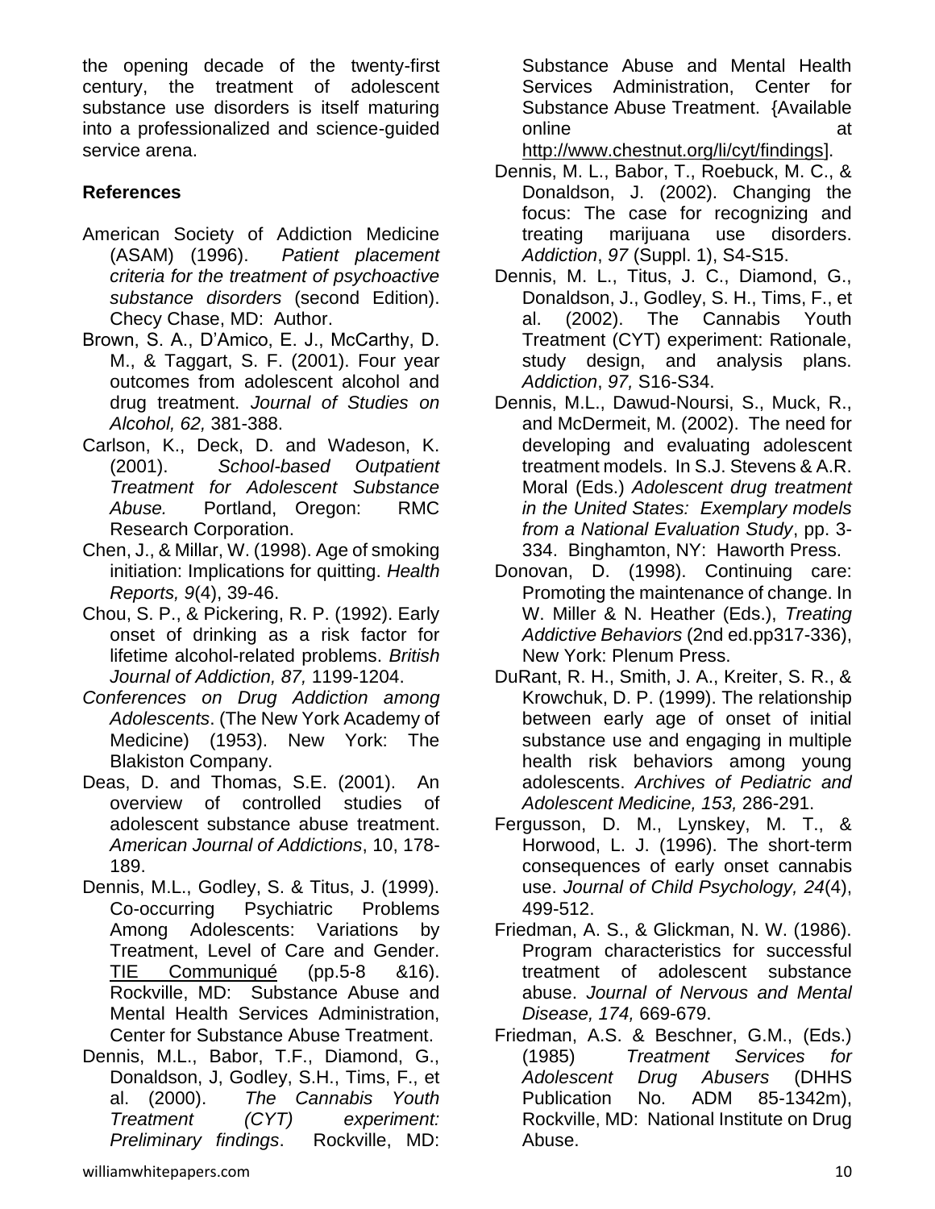the opening decade of the twenty-first century, the treatment of adolescent substance use disorders is itself maturing into a professionalized and science-guided service arena.

**References**

American Society of Addiction Medicine (ASAM) (1996). *Patient placement criteria for the treatment of psychoactive substance disorders* (second Edition). Checy Chase, MD: Author.

Brown, S. A., D'Amico, E. J., McCarthy, D. M., & Taggart, S. F. (2001). Four year outcomes from adolescent alcohol and drug treatment. *Journal of Studies on Alcohol, 62,* 381-388.

Carlson, K., Deck, D. and Wadeson, K. (2001). *School-based Outpatient Treatment for Adolescent Substance Abuse.* Portland, Oregon: RMC Research Corporation.

Chen, J., & Millar, W. (1998). Age of smoking initiation: Implications for quitting. *Health Reports, 9*(4), 39-46.

Chou, S. P., & Pickering, R. P. (1992). Early onset of drinking as a risk factor for lifetime alcohol-related problems. *British Journal of Addiction, 87,* 1199-1204.

*Conferences on Drug Addiction among Adolescents*. (The New York Academy of Medicine) (1953). New York: The Blakiston Company.

Deas, D. and Thomas, S.E. (2001). An overview of controlled studies of adolescent substance abuse treatment. *American Journal of Addictions*, 10, 178-189.

Dennis, M.L., Godley, S. & Titus, J. (1999). Co-occurring Psychiatric Problems Among Adolescents: Variations by Treatment, Level of Care and Gender. TIE Communiqué (pp.5-8 &16). Rockville, MD: Substance Abuse and Mental Health Services Administration, Center for Substance Abuse Treatment.

Dennis, M.L., Babor, T.F., Diamond, G., Donaldson, J, Godley, S.H., Tims, F., et al. (2000). *The Cannabis Youth Treatment (CYT) experiment: Preliminary findings*. Rockville, MD: Substance Abuse and Mental Health Services Administration, Center for Substance Abuse Treatment. {Available online at http://www.chestnut.org/li/cyt/findings].

Dennis, M. L., Babor, T., Roebuck, M. C., & Donaldson, J. (2002). Changing the focus: The case for recognizing and treating marijuana use disorders. *Addiction*, *97* (Suppl. 1), S4-S15.

Dennis, M. L., Titus, J. C., Diamond, G., Donaldson, J., Godley, S. H., Tims, F., et al. (2002). The Cannabis Youth Treatment (CYT) experiment: Rationale, study design, and analysis plans. *Addiction*, *97,* S16-S34.

Dennis, M.L., Dawud-Noursi, S., Muck, R., and McDermeit, M. (2002). The need for developing and evaluating adolescent treatment models. In S.J. Stevens & A.R. Moral (Eds.) *Adolescent drug treatment in the United States: Exemplary models from a National Evaluation Study*, pp. 3-334. Binghamton, NY: Haworth Press.

Donovan, D. (1998). Continuing care: Promoting the maintenance of change. In W. Miller & N. Heather (Eds.), *Treating Addictive Behaviors* (2nd ed.pp317-336), New York: Plenum Press.

DuRant, R. H., Smith, J. A., Kreiter, S. R., & Krowchuk, D. P. (1999). The relationship between early age of onset of initial substance use and engaging in multiple health risk behaviors among young adolescents. *Archives of Pediatric and Adolescent Medicine, 153,* 286-291.

Fergusson, D. M., Lynskey, M. T., & Horwood, L. J. (1996). The short-term consequences of early onset cannabis use. *Journal of Child Psychology, 24*(4), 499-512.

Friedman, A. S., & Glickman, N. W. (1986). Program characteristics for successful treatment of adolescent substance abuse. *Journal of Nervous and Mental Disease, 174,* 669-679.

Friedman, A.S. & Beschner, G.M., (Eds.) (1985) *Treatment Services for Adolescent Drug Abusers* (DHHS Publication No. ADM 85-1342m), Rockville, MD: National Institute on Drug Abuse.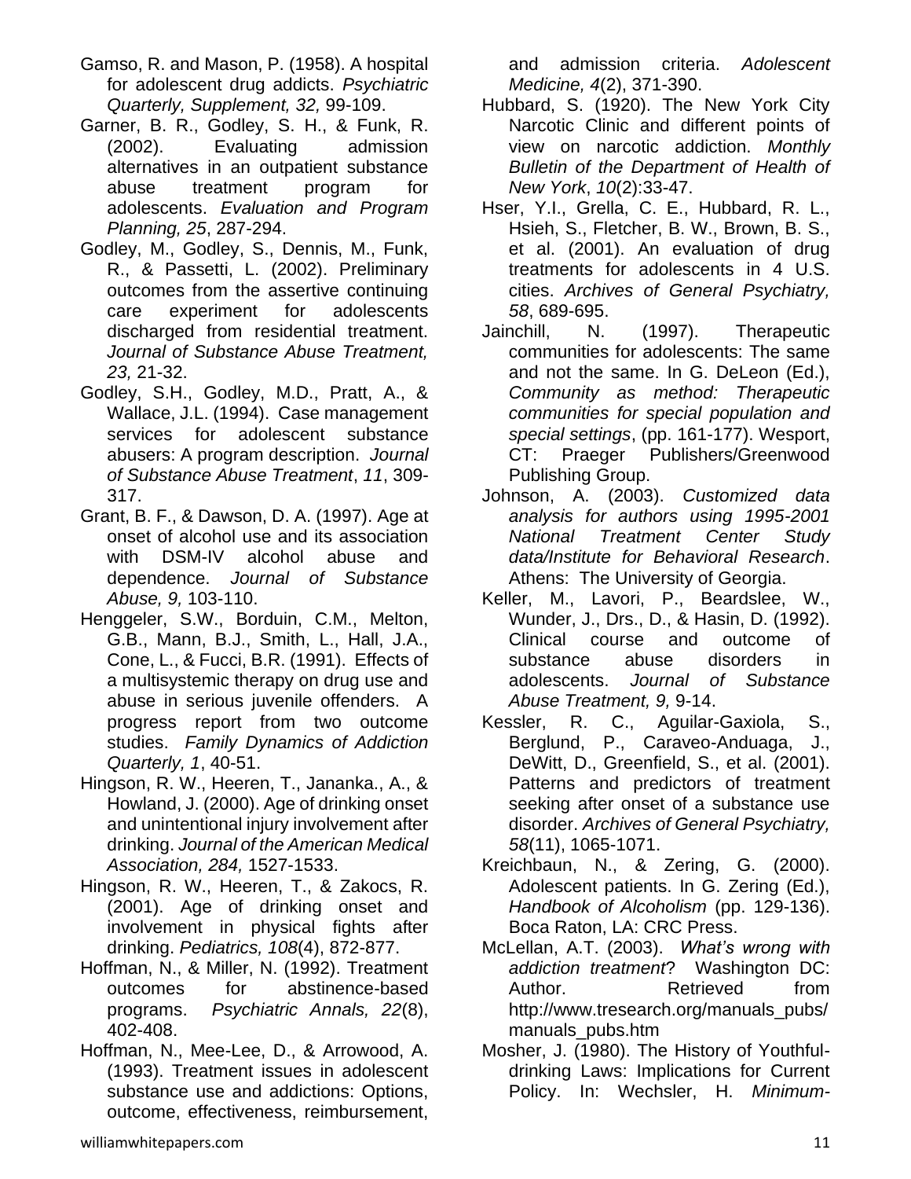Gamso, R. and Mason, P. (1958). A hospital for adolescent drug addicts. *Psychiatric Quarterly, Supplement, 32,* 99-109.

Garner, B. R., Godley, S. H., & Funk, R. (2002). Evaluating admission alternatives in an outpatient substance abuse treatment program for adolescents. *Evaluation and Program Planning, 25*, 287-294.

Godley, M., Godley, S., Dennis, M., Funk, R., & Passetti, L. (2002). Preliminary outcomes from the assertive continuing care experiment for adolescents discharged from residential treatment. *Journal of Substance Abuse Treatment, 23,* 21-32.

Godley, S.H., Godley, M.D., Pratt, A., & Wallace, J.L. (1994). Case management services for adolescent substance abusers: A program description. *Journal of Substance Abuse Treatment*, *11*, 309-317.

Grant, B. F., & Dawson, D. A. (1997). Age at onset of alcohol use and its association with DSM-IV alcohol abuse and dependence. *Journal of Substance Abuse, 9,* 103-110.

Henggeler, S.W., Borduin, C.M., Melton, G.B., Mann, B.J., Smith, L., Hall, J.A., Cone, L., & Fucci, B.R. (1991). Effects of a multisystemic therapy on drug use and abuse in serious juvenile offenders. A progress report from two outcome studies. *Family Dynamics of Addiction Quarterly, 1*, 40-51.

Hingson, R. W., Heeren, T., Jananka., A., & Howland, J. (2000). Age of drinking onset and unintentional injury involvement after drinking. *Journal of the American Medical Association, 284,* 1527-1533.

Hingson, R. W., Heeren, T., & Zakocs, R. (2001). Age of drinking onset and involvement in physical fights after drinking. *Pediatrics, 108*(4), 872-877.

Hoffman, N., & Miller, N. (1992). Treatment outcomes for abstinence-based programs. *Psychiatric Annals, 22*(8), 402-408.

Hoffman, N., Mee-Lee, D., & Arrowood, A. (1993). Treatment issues in adolescent substance use and addictions: Options, outcome, effectiveness, reimbursement, and admission criteria. *Adolescent Medicine, 4*(2), 371-390.

Hubbard, S. (1920). The New York City Narcotic Clinic and different points of view on narcotic addiction. *Monthly Bulletin of the Department of Health of New York*, *10*(2):33-47.

Hser, Y.I., Grella, C. E., Hubbard, R. L., Hsieh, S., Fletcher, B. W., Brown, B. S., et al. (2001). An evaluation of drug treatments for adolescents in 4 U.S. cities. *Archives of General Psychiatry, 58*, 689-695.

Jainchill, N. (1997). Therapeutic communities for adolescents: The same and not the same. In G. DeLeon (Ed.), *Community as method: Therapeutic communities for special population and special settings*, (pp. 161-177). Wesport, CT: Praeger Publishers/Greenwood Publishing Group.

Johnson, A. (2003). *Customized data analysis for authors using 1995-2001 National Treatment Center Study data/Institute for Behavioral Research*. Athens: The University of Georgia.

Keller, M., Lavori, P., Beardslee, W., Wunder, J., Drs., D., & Hasin, D. (1992). Clinical course and outcome of substance abuse disorders in adolescents. *Journal of Substance Abuse Treatment, 9,* 9-14.

Kessler, R. C., Aguilar-Gaxiola, S., Berglund, P., Caraveo-Anduaga, J., DeWitt, D., Greenfield, S., et al. (2001). Patterns and predictors of treatment seeking after onset of a substance use disorder. *Archives of General Psychiatry, 58*(11), 1065-1071.

Kreichbaun, N., & Zering, G. (2000). Adolescent patients. In G. Zering (Ed.), *Handbook of Alcoholism* (pp. 129-136). Boca Raton, LA: CRC Press.

McLellan, A.T. (2003). *What's wrong with addiction treatment*? Washington DC: Author. Retrieved from http://www.tresearch.org/manuals_pubs/manuals_pubs.htm

Mosher, J. (1980). The History of Youthful-drinking Laws: Implications for Current Policy. In: Wechsler, H. *Minimum-*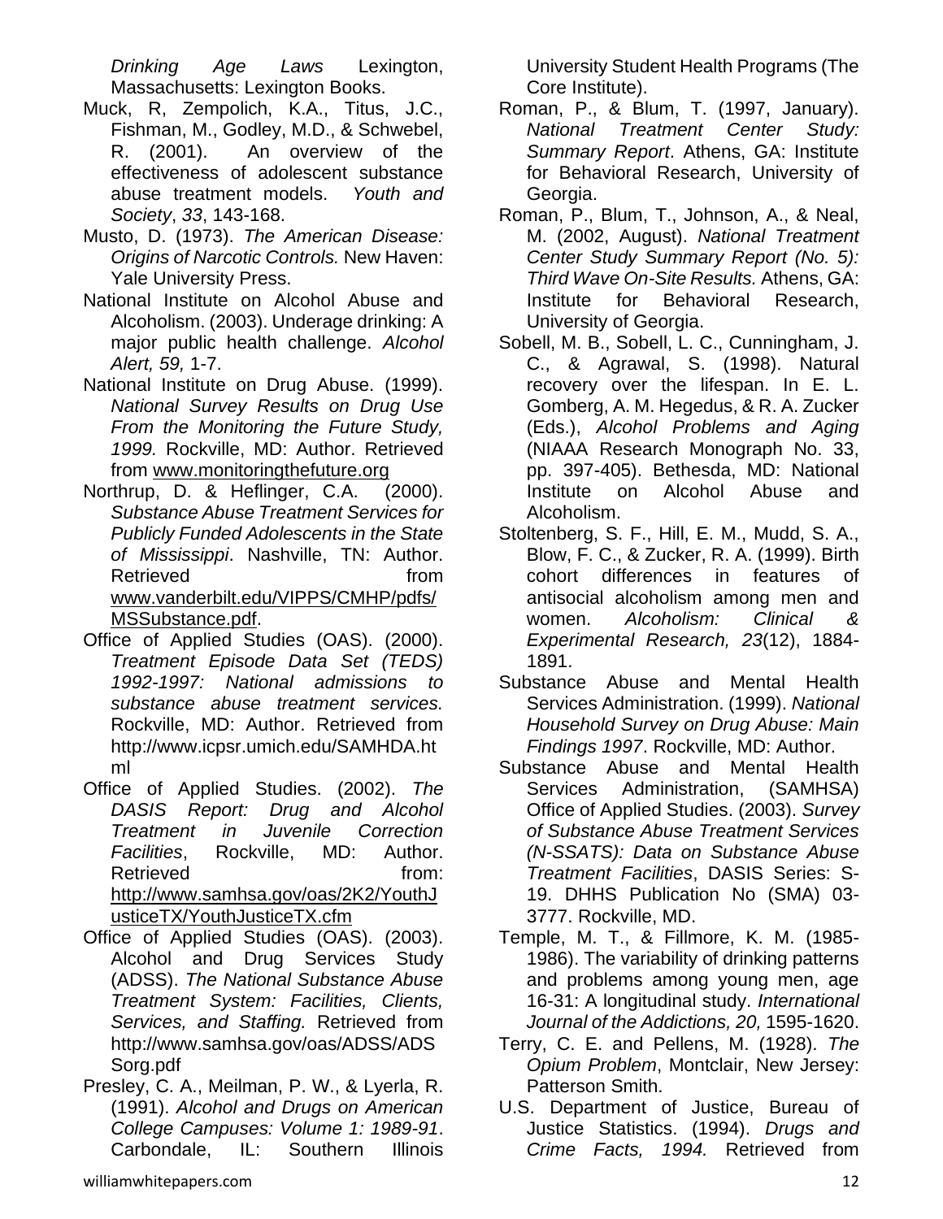*Drinking Age Laws* Lexington, Massachusetts: Lexington Books.

Muck, R, Zempolich, K.A., Titus, J.C., Fishman, M., Godley, M.D., & Schwebel, R. (2001). An overview of the effectiveness of adolescent substance abuse treatment models. *Youth and Society*, *33*, 143-168.

Musto, D. (1973). *The American Disease: Origins of Narcotic Controls.* New Haven: Yale University Press.

National Institute on Alcohol Abuse and Alcoholism. (2003). Underage drinking: A major public health challenge. *Alcohol Alert, 59,* 1-7.

National Institute on Drug Abuse. (1999). *National Survey Results on Drug Use From the Monitoring the Future Study, 1999.* Rockville, MD: Author. Retrieved from www.monitoringthefuture.org

Northrup, D. & Heflinger, C.A. (2000). *Substance Abuse Treatment Services for Publicly Funded Adolescents in the State of Mississippi*. Nashville, TN: Author. Retrieved from www.vanderbilt.edu/VIPPS/CMHP/pdfs/MSSubstance.pdf.

Office of Applied Studies (OAS). (2000). *Treatment Episode Data Set (TEDS) 1992-1997: National admissions to substance abuse treatment services.* Rockville, MD: Author. Retrieved from http://www.icpsr.umich.edu/SAMHDA.html

Office of Applied Studies. (2002). *The DASIS Report: Drug and Alcohol Treatment in Juvenile Correction Facilities*, Rockville, MD: Author. Retrieved from: http://www.samhsa.gov/oas/2K2/YouthJusticeTX/YouthJusticeTX.cfm

Office of Applied Studies (OAS). (2003). Alcohol and Drug Services Study (ADSS). *The National Substance Abuse Treatment System: Facilities, Clients, Services, and Staffing.* Retrieved from http://www.samhsa.gov/oas/ADSS/ADSSorg.pdf

Presley, C. A., Meilman, P. W., & Lyerla, R. (1991). *Alcohol and Drugs on American College Campuses: Volume 1: 1989-91*. Carbondale, IL: Southern Illinois University Student Health Programs (The Core Institute).

Roman, P., & Blum, T. (1997, January). *National Treatment Center Study: Summary Report*. Athens, GA: Institute for Behavioral Research, University of Georgia.

Roman, P., Blum, T., Johnson, A., & Neal, M. (2002, August). *National Treatment Center Study Summary Report (No. 5): Third Wave On-Site Results.* Athens, GA: Institute for Behavioral Research, University of Georgia.

Sobell, M. B., Sobell, L. C., Cunningham, J. C., & Agrawal, S. (1998). Natural recovery over the lifespan. In E. L. Gomberg, A. M. Hegedus, & R. A. Zucker (Eds.), *Alcohol Problems and Aging* (NIAAA Research Monograph No. 33, pp. 397-405). Bethesda, MD: National Institute on Alcohol Abuse and Alcoholism.

Stoltenberg, S. F., Hill, E. M., Mudd, S. A., Blow, F. C., & Zucker, R. A. (1999). Birth cohort differences in features of antisocial alcoholism among men and women. *Alcoholism: Clinical & Experimental Research, 23*(12), 1884-1891.

Substance Abuse and Mental Health Services Administration. (1999). *National Household Survey on Drug Abuse: Main Findings 1997*. Rockville, MD: Author.

Substance Abuse and Mental Health Services Administration, (SAMHSA) Office of Applied Studies. (2003). *Survey of Substance Abuse Treatment Services (N-SSATS): Data on Substance Abuse Treatment Facilities*, DASIS Series: S-19. DHHS Publication No (SMA) 03-3777. Rockville, MD.

Temple, M. T., & Fillmore, K. M. (1985-1986). The variability of drinking patterns and problems among young men, age 16-31: A longitudinal study. *International Journal of the Addictions, 20,* 1595-1620.

Terry, C. E. and Pellens, M. (1928). *The Opium Problem*, Montclair, New Jersey: Patterson Smith.

U.S. Department of Justice, Bureau of Justice Statistics. (1994). *Drugs and Crime Facts, 1994.* Retrieved from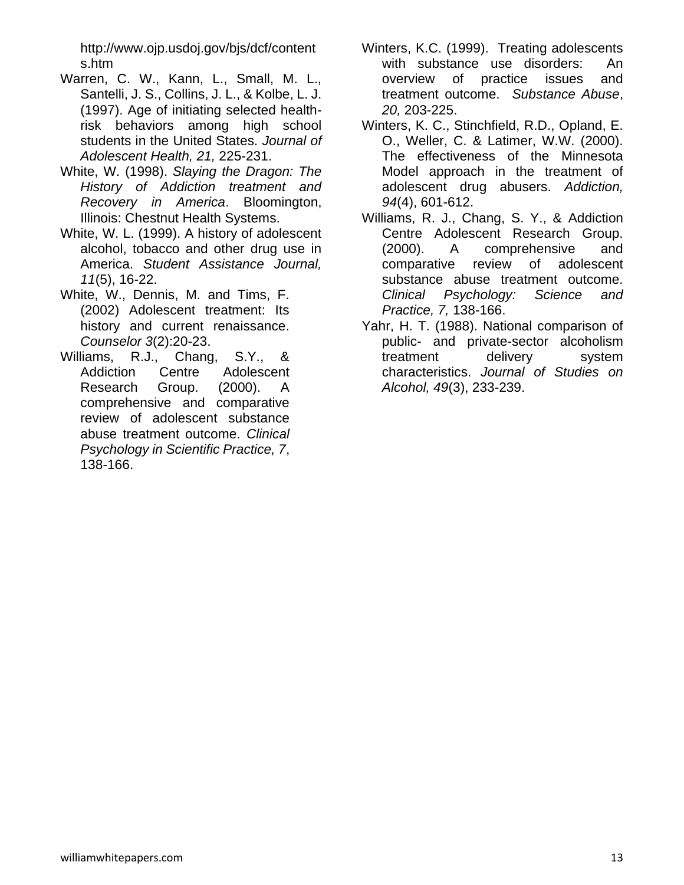http://www.ojp.usdoj.gov/bjs/dcf/contents.htm

Warren, C. W., Kann, L., Small, M. L., Santelli, J. S., Collins, J. L., & Kolbe, L. J. (1997). Age of initiating selected health-risk behaviors among high school students in the United States. *Journal of Adolescent Health, 21,* 225-231.

White, W. (1998). *Slaying the Dragon: The History of Addiction treatment and Recovery in America*. Bloomington, Illinois: Chestnut Health Systems.

White, W. L. (1999). A history of adolescent alcohol, tobacco and other drug use in America. *Student Assistance Journal, 11*(5), 16-22.

White, W., Dennis, M. and Tims, F. (2002) Adolescent treatment: Its history and current renaissance. *Counselor 3*(2):20-23.

Williams, R.J., Chang, S.Y., & Addiction Centre Adolescent Research Group. (2000). A comprehensive and comparative review of adolescent substance abuse treatment outcome. *Clinical Psychology in Scientific Practice, 7*, 138-166.

Winters, K.C. (1999). Treating adolescents with substance use disorders: An overview of practice issues and treatment outcome. *Substance Abuse*, *20,* 203-225.

Winters, K. C., Stinchfield, R.D., Opland, E. O., Weller, C. & Latimer, W.W. (2000). The effectiveness of the Minnesota Model approach in the treatment of adolescent drug abusers. *Addiction, 94*(4), 601-612.

Williams, R. J., Chang, S. Y., & Addiction Centre Adolescent Research Group. (2000). A comprehensive and comparative review of adolescent substance abuse treatment outcome. *Clinical Psychology: Science and Practice, 7,* 138-166.

Yahr, H. T. (1988). National comparison of public- and private-sector alcoholism treatment delivery system characteristics. *Journal of Studies on Alcohol, 49*(3), 233-239.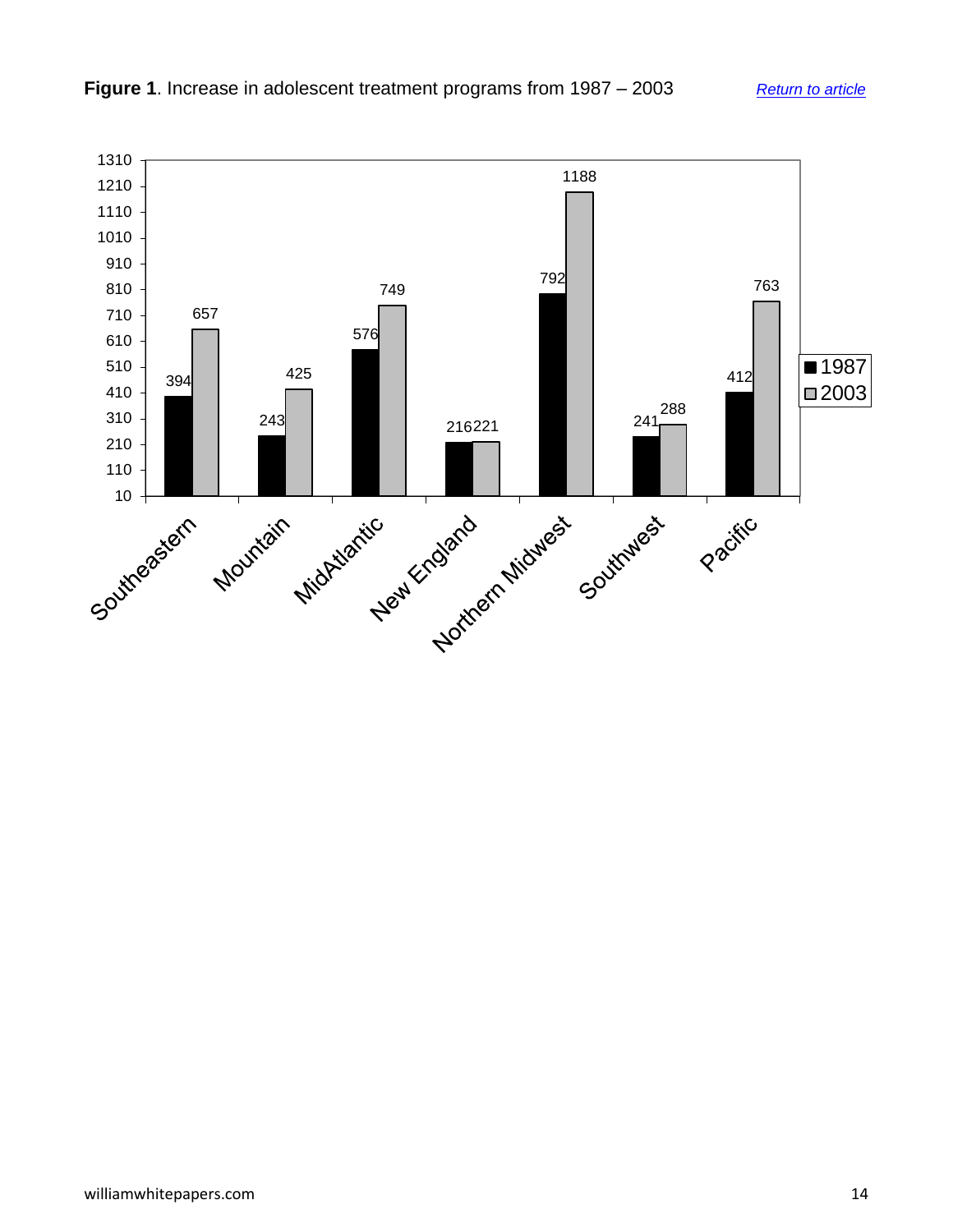**Figure 1**. Increase in adolescent treatment programs from 1987 – 2003

*Return to article*

1310
1210
1110
1010
910
810
710
610
510
410
310
210
110
10

394
657
243
425
576
749
216
221
792
1188
241
288
412
763

1987
2003

Southeastern
Mountain
MidAtlantic
New England
Northern Midwest
Southwest
Pacific